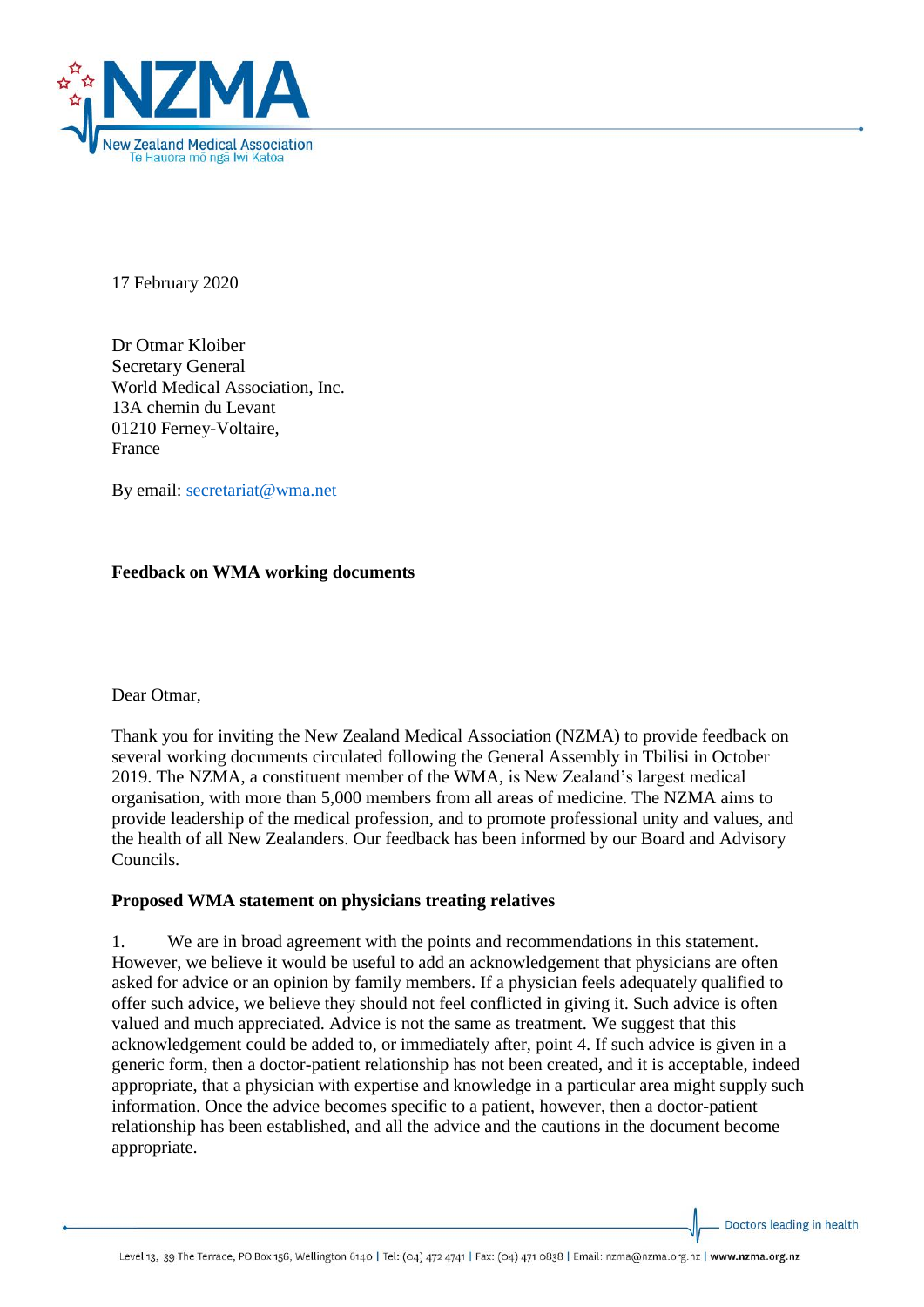17 February 2020

Dr Otmar Kloiber
Secretary General
World Medical Association, Inc.
13A chemin du Levant
01210 Ferney-Voltaire,
France

By email: secretariat@wma.net

**Feedback on WMA working documents**

Dear Otmar,

Thank you for inviting the New Zealand Medical Association (NZMA) to provide feedback on several working documents circulated following the General Assembly in Tbilisi in October 2019. The NZMA, a constituent member of the WMA, is New Zealand's largest medical organisation, with more than 5,000 members from all areas of medicine. The NZMA aims to provide leadership of the medical profession, and to promote professional unity and values, and the health of all New Zealanders. Our feedback has been informed by our Board and Advisory Councils.

**Proposed WMA statement on physicians treating relatives**

1. We are in broad agreement with the points and recommendations in this statement. However, we believe it would be useful to add an acknowledgement that physicians are often asked for advice or an opinion by family members. If a physician feels adequately qualified to offer such advice, we believe they should not feel conflicted in giving it. Such advice is often valued and much appreciated. Advice is not the same as treatment. We suggest that this acknowledgement could be added to, or immediately after, point 4. If such advice is given in a generic form, then a doctor-patient relationship has not been created, and it is acceptable, indeed appropriate, that a physician with expertise and knowledge in a particular area might supply such information. Once the advice becomes specific to a patient, however, then a doctor-patient relationship has been established, and all the advice and the cautions in the document become appropriate.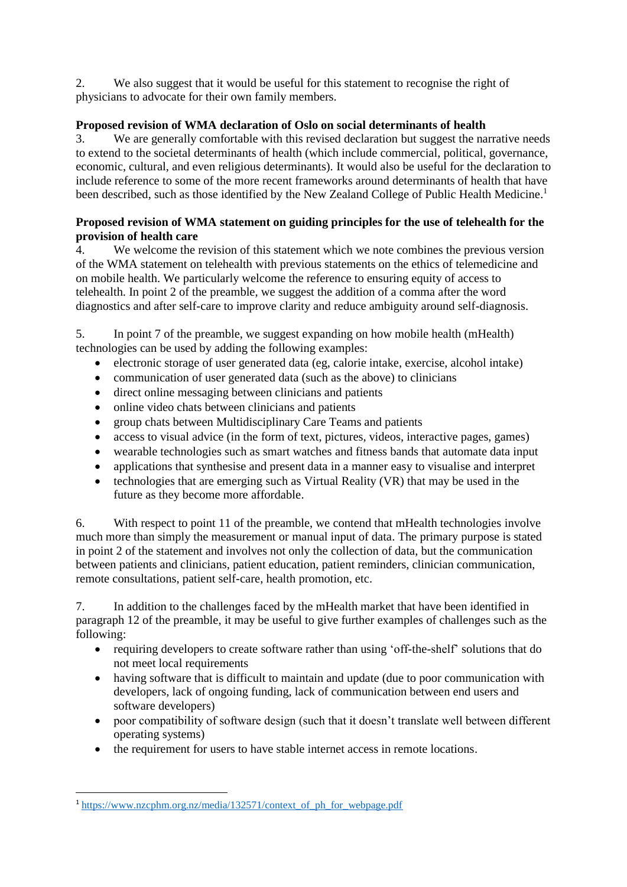2. We also suggest that it would be useful for this statement to recognise the right of physicians to advocate for their own family members.

**Proposed revision of WMA declaration of Oslo on social determinants of health**

3. We are generally comfortable with this revised declaration but suggest the narrative needs to extend to the societal determinants of health (which include commercial, political, governance, economic, cultural, and even religious determinants). It would also be useful for the declaration to include reference to some of the more recent frameworks around determinants of health that have been described, such as those identified by the New Zealand College of Public Health Medicine.[1]

**Proposed revision of WMA statement on guiding principles for the use of telehealth for the provision of health care**

4. We welcome the revision of this statement which we note combines the previous version of the WMA statement on telehealth with previous statements on the ethics of telemedicine and on mobile health. We particularly welcome the reference to ensuring equity of access to telehealth. In point 2 of the preamble, we suggest the addition of a comma after the word diagnostics and after self-care to improve clarity and reduce ambiguity around self-diagnosis.

5. In point 7 of the preamble, we suggest expanding on how mobile health (mHealth) technologies can be used by adding the following examples:

- electronic storage of user generated data (eg, calorie intake, exercise, alcohol intake)
- communication of user generated data (such as the above) to clinicians
- direct online messaging between clinicians and patients
- online video chats between clinicians and patients
- group chats between Multidisciplinary Care Teams and patients
- access to visual advice (in the form of text, pictures, videos, interactive pages, games)
- wearable technologies such as smart watches and fitness bands that automate data input
- applications that synthesise and present data in a manner easy to visualise and interpret
- technologies that are emerging such as Virtual Reality (VR) that may be used in the future as they become more affordable.

6. With respect to point 11 of the preamble, we contend that mHealth technologies involve much more than simply the measurement or manual input of data. The primary purpose is stated in point 2 of the statement and involves not only the collection of data, but the communication between patients and clinicians, patient education, patient reminders, clinician communication, remote consultations, patient self-care, health promotion, etc.

7. In addition to the challenges faced by the mHealth market that have been identified in paragraph 12 of the preamble, it may be useful to give further examples of challenges such as the following:

- requiring developers to create software rather than using 'off-the-shelf' solutions that do not meet local requirements
- having software that is difficult to maintain and update (due to poor communication with developers, lack of ongoing funding, lack of communication between end users and software developers)
- poor compatibility of software design (such that it doesn't translate well between different operating systems)
- the requirement for users to have stable internet access in remote locations.

[1] https://www.nzcphm.org.nz/media/132571/context_of_ph_for_webpage.pdf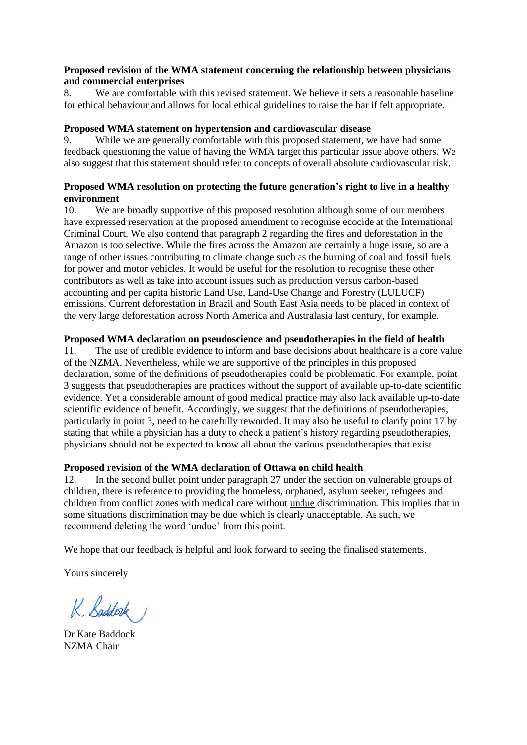**Proposed revision of the WMA statement concerning the relationship between physicians and commercial enterprises**

8. We are comfortable with this revised statement. We believe it sets a reasonable baseline for ethical behaviour and allows for local ethical guidelines to raise the bar if felt appropriate.

**Proposed WMA statement on hypertension and cardiovascular disease**

9. While we are generally comfortable with this proposed statement, we have had some feedback questioning the value of having the WMA target this particular issue above others. We also suggest that this statement should refer to concepts of overall absolute cardiovascular risk.

**Proposed WMA resolution on protecting the future generation's right to live in a healthy environment**

10. We are broadly supportive of this proposed resolution although some of our members have expressed reservation at the proposed amendment to recognise ecocide at the International Criminal Court. We also contend that paragraph 2 regarding the fires and deforestation in the Amazon is too selective. While the fires across the Amazon are certainly a huge issue, so are a range of other issues contributing to climate change such as the burning of coal and fossil fuels for power and motor vehicles. It would be useful for the resolution to recognise these other contributors as well as take into account issues such as production versus carbon-based accounting and per capita historic Land Use, Land-Use Change and Forestry (LULUCF) emissions. Current deforestation in Brazil and South East Asia needs to be placed in context of the very large deforestation across North America and Australasia last century, for example.

**Proposed WMA declaration on pseudoscience and pseudotherapies in the field of health**

11. The use of credible evidence to inform and base decisions about healthcare is a core value of the NZMA. Nevertheless, while we are supportive of the principles in this proposed declaration, some of the definitions of pseudotherapies could be problematic. For example, point 3 suggests that pseudotherapies are practices without the support of available up-to-date scientific evidence. Yet a considerable amount of good medical practice may also lack available up-to-date scientific evidence of benefit. Accordingly, we suggest that the definitions of pseudotherapies, particularly in point 3, need to be carefully reworded. It may also be useful to clarify point 17 by stating that while a physician has a duty to check a patient's history regarding pseudotherapies, physicians should not be expected to know all about the various pseudotherapies that exist.

**Proposed revision of the WMA declaration of Ottawa on child health**

12. In the second bullet point under paragraph 27 under the section on vulnerable groups of children, there is reference to providing the homeless, orphaned, asylum seeker, refugees and children from conflict zones with medical care without undue discrimination. This implies that in some situations discrimination may be due which is clearly unacceptable. As such, we recommend deleting the word 'undue' from this point.

We hope that our feedback is helpful and look forward to seeing the finalised statements.

Yours sincerely

K. Baddock

Dr Kate Baddock
NZMA Chair